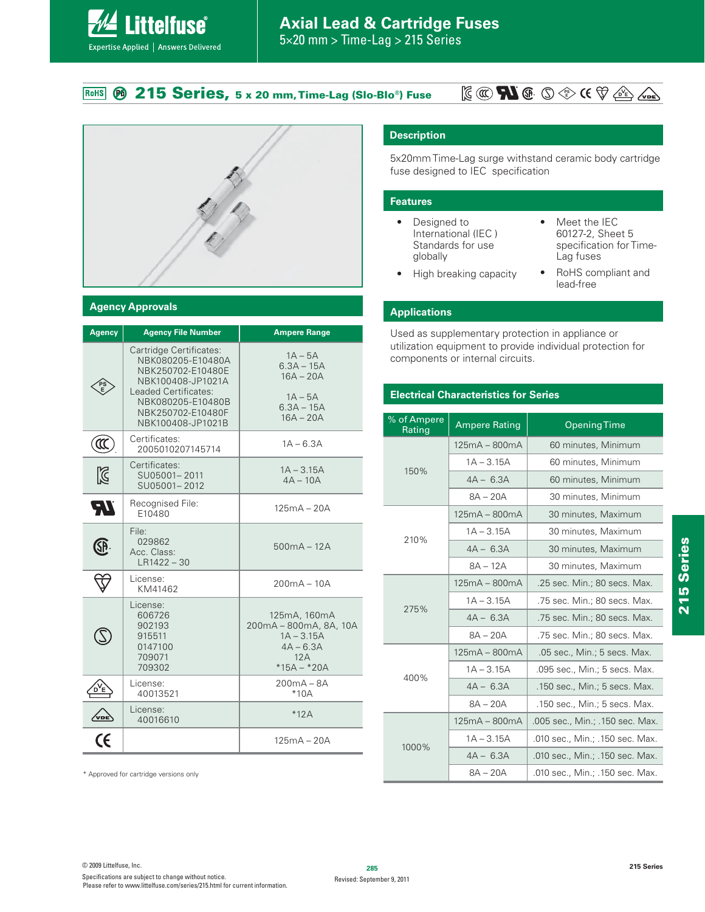# Axial Lead & Cartridge Fuses

5×20 mm > Time-Lag > 215 Series

## 215 Series, 5 x 20 mm, Time-Lag (Slo-Blo®) Fuse

## Description

5x20mm Time-Lag surge withstand ceramic body cartridge fuse designed to IEC specification

## Features

- Designed to International (IEC ) Standards for use globally
- High breaking capacity
- Meet the IEC 60127-2, Sheet 5 specification for Time-Lag fuses
- RoHS compliant and lead-free

## Applications

Used as supplementary protection in appliance or utilization equipment to provide individual protection for components or internal circuits.

## Agency Approvals

| Agency | Agency File Number | Ampere Range |
|---|---|---|
| PSE | Cartridge Certificates: NBK080205-E10480A NBK250702-E10480E NBK100408-JP1021A Leaded Certificates: NBK080205-E10480B NBK250702-E10480F NBK100408-JP1021B | 1A – 5A 6.3A – 15A 16A – 20A 1A – 5A 6.3A – 15A 16A – 20A |
| CCC | Certificates: 2005010207145714 | 1A – 6.3A |
| KC | Certificates: SU05001– 2011 SU05001– 2012 | 1A – 3.15A 4A – 10A |
| UR | Recognised File: E10480 | 125mA – 20A |
| CSA | File: 029862 Acc. Class: LR1422 – 30 | 500mA – 12A |
| CQC | License: KM41462 | 200mA – 10A |
| S | License: 606726 902193 915511 0147100 709071 709302 | 125mA, 160mA 200mA – 800mA, 8A, 10A 1A – 3.15A 4A – 6.3A 12A *15A – *20A |
| DVE | License: 40013521 | 200mA – 8A *10A |
| VDE | License: 40016610 | *12A |
| CE | | 125mA – 20A |

\* Approved for cartridge versions only

## Electrical Characteristics for Series

| % of Ampere Rating | Ampere Rating | Opening Time |
|---|---|---|
| 150% | 125mA – 800mA | 60 minutes, Minimum |
| | 1A – 3.15A | 60 minutes, Minimum |
| | 4A – 6.3A | 60 minutes, Minimum |
| | 8A – 20A | 30 minutes, Minimum |
| 210% | 125mA – 800mA | 30 minutes, Maximum |
| | 1A – 3.15A | 30 minutes, Maximum |
| | 4A – 6.3A | 30 minutes, Maximum |
| | 8A – 12A | 30 minutes, Maximum |
| 275% | 125mA – 800mA | .25 sec. Min.; 80 secs. Max. |
| | 1A – 3.15A | .75 sec. Min.; 80 secs. Max. |
| | 4A – 6.3A | .75 sec. Min.; 80 secs. Max. |
| | 8A – 20A | .75 sec. Min.; 80 secs. Max. |
| 400% | 125mA – 800mA | .05 sec., Min.; 5 secs. Max. |
| | 1A – 3.15A | .095 sec., Min.; 5 secs. Max. |
| | 4A – 6.3A | .150 sec., Min.; 5 secs. Max. |
| | 8A – 20A | .150 sec., Min.; 5 secs. Max. |
| 1000% | 125mA – 800mA | .005 sec., Min.; .150 sec. Max. |
| | 1A – 3.15A | .010 sec., Min.; .150 sec. Max. |
| | 4A – 6.3A | .010 sec., Min.; .150 sec. Max. |
| | 8A – 20A | .010 sec., Min.; .150 sec. Max. |

© 2009 Littelfuse, Inc.
Specifications are subject to change without notice.
Please refer to www.littelfuse.com/series/215.html for current information.

Revised: September 9, 2011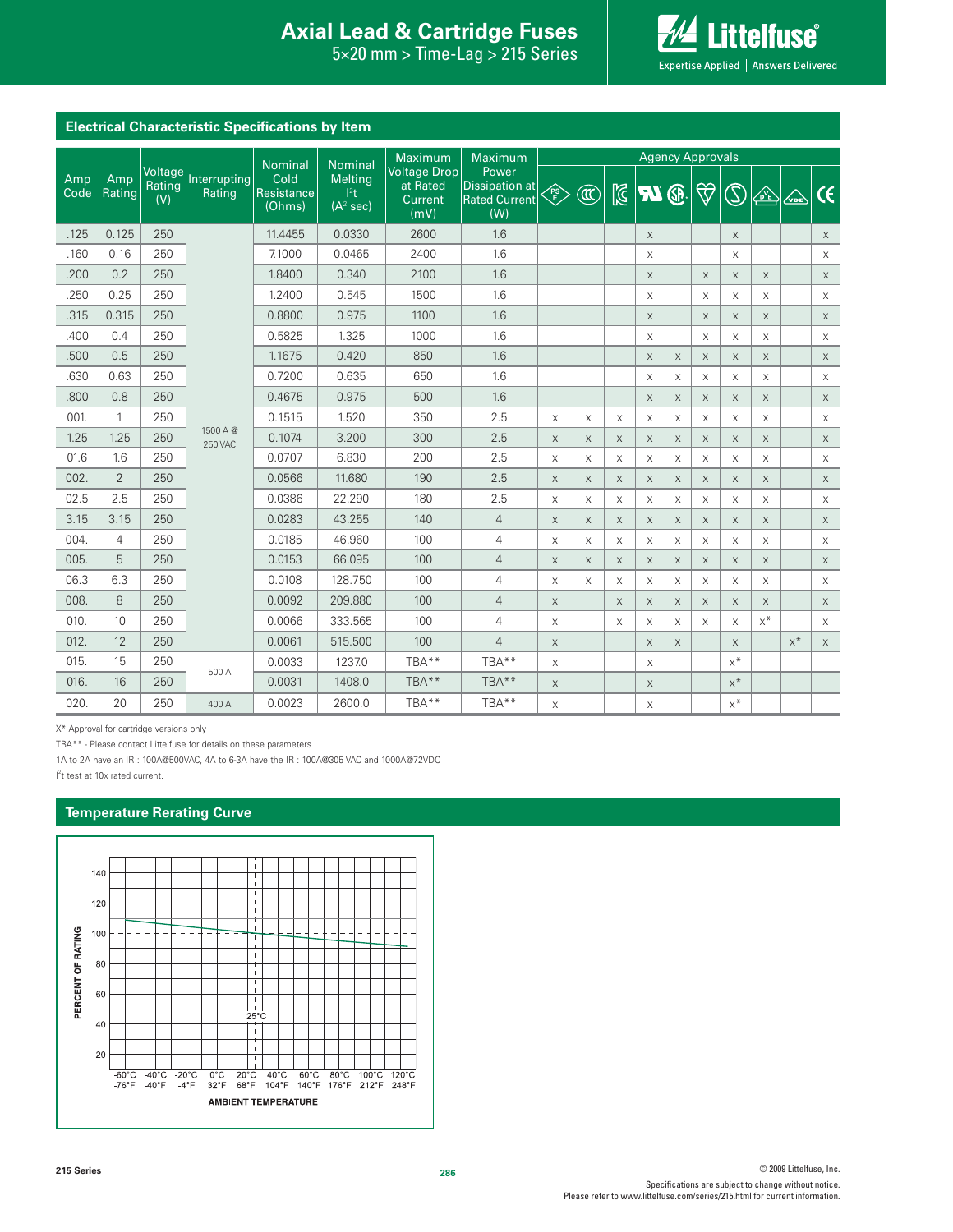## Electrical Characteristic Specifications by Item

| Amp Code | Amp Rating | Voltage Rating (V) | Interrupting Rating | Nominal Cold Resistance (Ohms) | Nominal Melting I²t (A² sec) | Maximum Voltage Drop at Rated Current (mV) | Maximum Power Dissipation at Rated Current (W) | Agency Approvals | | | | | | | | | |
|---|---|---|---|---|---|---|---|---|---|---|---|---|---|---|---|---|---|
| | | | | | | | | PSE | CCC | KC | UR | CSA | (heart) | S | DE | VDE | CE |
| .125 | 0.125 | 250 | 1500 A @ 250 VAC | 11.4455 | 0.0330 | 2600 | 1.6 | | | | x | | | x | | | x |
| .160 | 0.16 | 250 | 1500 A @ 250 VAC | 7.1000 | 0.0465 | 2400 | 1.6 | | | | x | | | x | | | x |
| .200 | 0.2 | 250 | 1500 A @ 250 VAC | 1.8400 | 0.340 | 2100 | 1.6 | | | | x | | x | x | x | | x |
| .250 | 0.25 | 250 | 1500 A @ 250 VAC | 1.2400 | 0.545 | 1500 | 1.6 | | | | x | | x | x | x | | x |
| .315 | 0.315 | 250 | 1500 A @ 250 VAC | 0.8800 | 0.975 | 1100 | 1.6 | | | | x | | x | x | x | | x |
| .400 | 0.4 | 250 | 1500 A @ 250 VAC | 0.5825 | 1.325 | 1000 | 1.6 | | | | x | | x | x | x | | x |
| .500 | 0.5 | 250 | 1500 A @ 250 VAC | 1.1675 | 0.420 | 850 | 1.6 | | | | x | x | x | x | x | | x |
| .630 | 0.63 | 250 | 1500 A @ 250 VAC | 0.7200 | 0.635 | 650 | 1.6 | | | | x | x | x | x | x | | x |
| .800 | 0.8 | 250 | 1500 A @ 250 VAC | 0.4675 | 0.975 | 500 | 1.6 | | | | x | x | x | x | x | | x |
| 001. | 1 | 250 | 1500 A @ 250 VAC | 0.1515 | 1.520 | 350 | 2.5 | x | x | x | x | x | x | x | x | | x |
| 1.25 | 1.25 | 250 | 1500 A @ 250 VAC | 0.1074 | 3.200 | 300 | 2.5 | x | x | x | x | x | x | x | x | | x |
| 01.6 | 1.6 | 250 | 1500 A @ 250 VAC | 0.0707 | 6.830 | 200 | 2.5 | x | x | x | x | x | x | x | x | | x |
| 002. | 2 | 250 | 1500 A @ 250 VAC | 0.0566 | 11.680 | 190 | 2.5 | x | x | x | x | x | x | x | x | | x |
| 02.5 | 2.5 | 250 | 1500 A @ 250 VAC | 0.0386 | 22.290 | 180 | 2.5 | x | x | x | x | x | x | x | x | | x |
| 3.15 | 3.15 | 250 | 1500 A @ 250 VAC | 0.0283 | 43.255 | 140 | 4 | x | x | x | x | x | x | x | x | | x |
| 004. | 4 | 250 | 1500 A @ 250 VAC | 0.0185 | 46.960 | 100 | 4 | x | x | x | x | x | x | x | x | | x |
| 005. | 5 | 250 | 1500 A @ 250 VAC | 0.0153 | 66.095 | 100 | 4 | x | x | x | x | x | x | x | x | | x |
| 06.3 | 6.3 | 250 | 1500 A @ 250 VAC | 0.0108 | 128.750 | 100 | 4 | x | x | x | x | x | x | x | x | | x |
| 008. | 8 | 250 | 1500 A @ 250 VAC | 0.0092 | 209.880 | 100 | 4 | x | | x | x | x | x | x | x | | x |
| 010. | 10 | 250 | 1500 A @ 250 VAC | 0.0066 | 333.565 | 100 | 4 | x | | x | x | x | x | x | x* | | x |
| 012. | 12 | 250 | 1500 A @ 250 VAC | 0.0061 | 515.500 | 100 | 4 | x | | | x | x | | x | | x* | x |
| 015. | 15 | 250 | 500 A | 0.0033 | 1237.0 | TBA** | TBA** | x | | | x | | | x* | | | |
| 016. | 16 | 250 | 500 A | 0.0031 | 1408.0 | TBA** | TBA** | x | | | x | | | x* | | | |
| 020. | 20 | 250 | 400 A | 0.0023 | 2600.0 | TBA** | TBA** | x | | | x | | | x* | | | |

X* Approval for cartridge versions only

TBA** - Please contact Littelfuse for details on these parameters

1A to 2A have an IR : 100A@500VAC, 4A to 6-3A have the IR : 100A@305 VAC and 1000A@72VDC

I²t test at 10x rated current.

## Temperature Rerating Curve

PERCENT OF RATING (20–140) vs. AMBIENT TEMPERATURE (-60°C/-76°F, -40°C/-40°F, -20°C/-4°F, 0°C/32°F, 20°C/68°F, 40°C/104°F, 60°C/140°F, 80°C/176°F, 100°C/212°F, 120°C/248°F); reference at 25°C.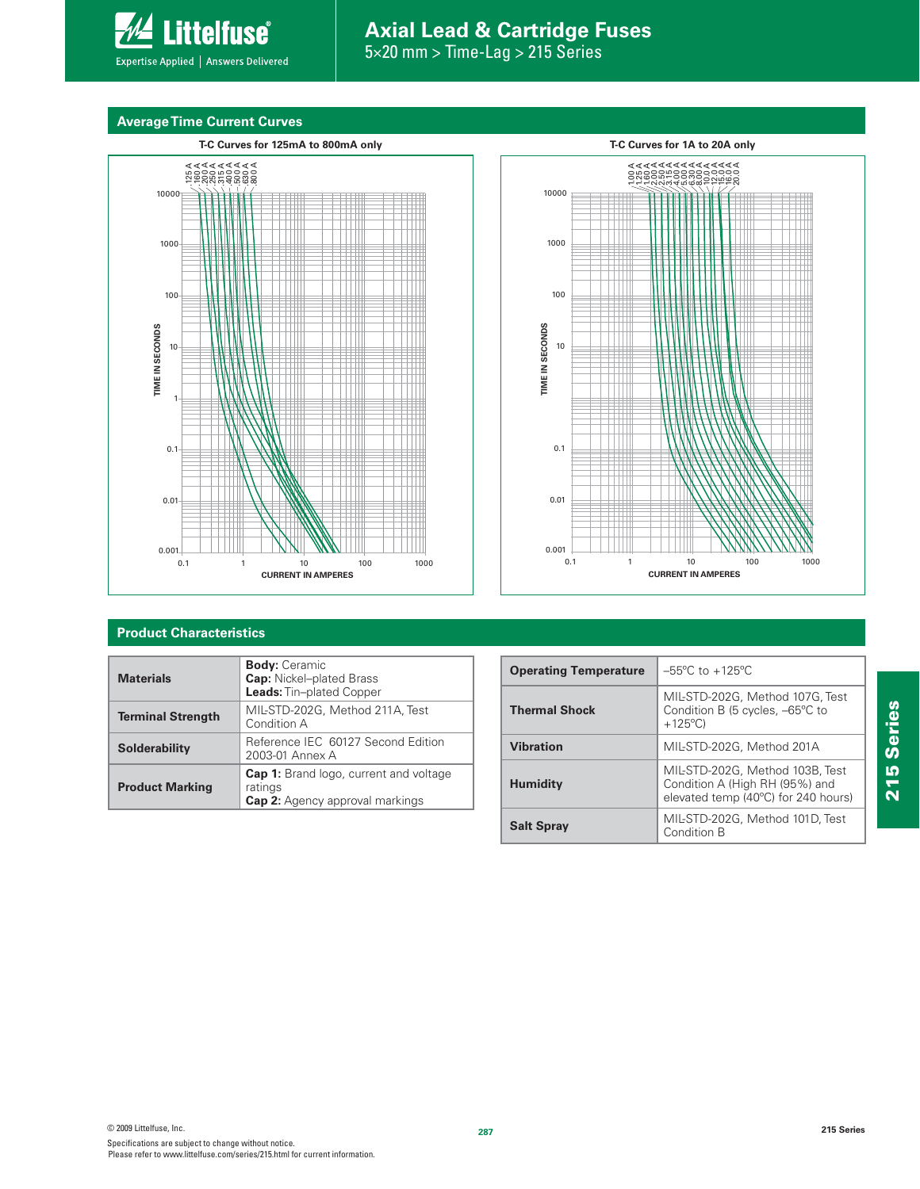## Average Time Current Curves

T-C Curves for 125mA to 800mA only

T-C Curves for 1A to 20A only

## Product Characteristics

| | |
|---|---|
| **Materials** | **Body:** Ceramic<br>**Cap:** Nickel–plated Brass<br>**Leads:** Tin–plated Copper |
| **Terminal Strength** | MIL-STD-202G, Method 211A, Test Condition A |
| **Solderability** | Reference IEC 60127 Second Edition 2003-01 Annex A |
| **Product Marking** | **Cap 1:** Brand logo, current and voltage ratings<br>**Cap 2:** Agency approval markings |

| | |
|---|---|
| **Operating Temperature** | –55°C to +125°C |
| **Thermal Shock** | MIL-STD-202G, Method 107G, Test Condition B (5 cycles, –65°C to +125°C) |
| **Vibration** | MIL-STD-202G, Method 201A |
| **Humidity** | MIL-STD-202G, Method 103B, Test Condition A (High RH (95%) and elevated temp (40°C) for 240 hours) |
| **Salt Spray** | MIL-STD-202G, Method 101D, Test Condition B |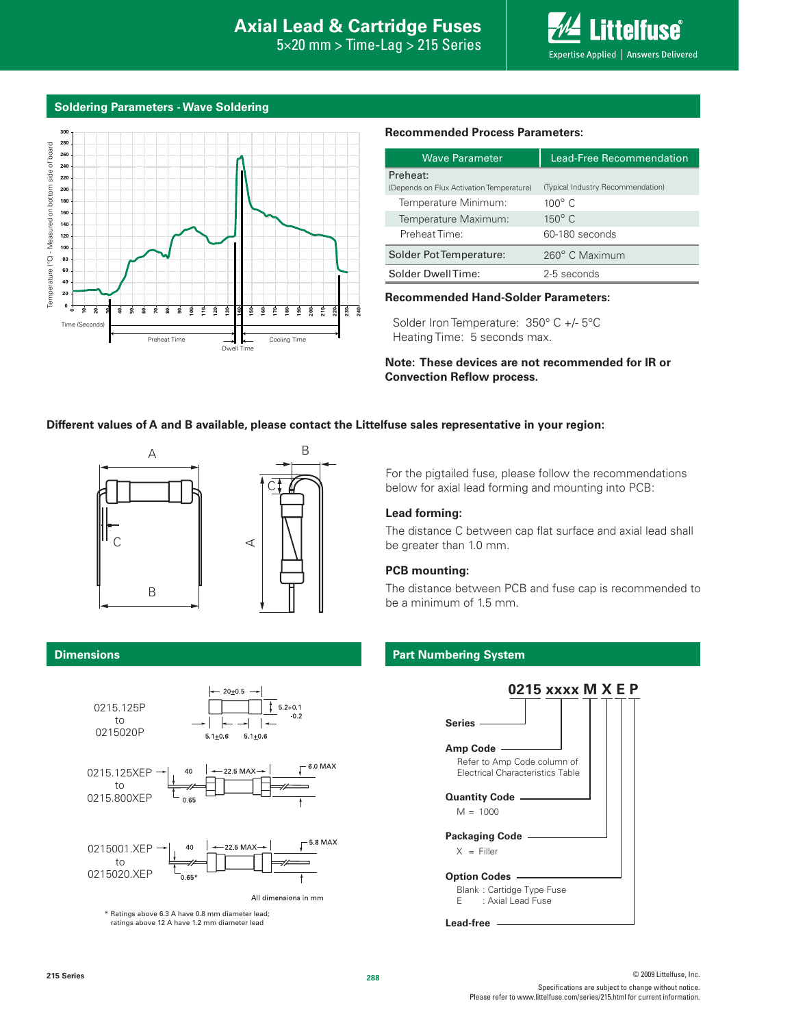## Soldering Parameters - Wave Soldering

### Recommended Process Parameters:

| Wave Parameter | Lead-Free Recommendation |
|---|---|
| Preheat: (Depends on Flux Activation Temperature) | (Typical Industry Recommendation) |
| Temperature Minimum: | 100° C |
| Temperature Maximum: | 150° C |
| Preheat Time: | 60-180 seconds |
| Solder Pot Temperature: | 260° C Maximum |
| Solder Dwell Time: | 2-5 seconds |

### Recommended Hand-Solder Parameters:

Solder Iron Temperature: 350° C +/- 5°C
Heating Time: 5 seconds max.

**Note: These devices are not recommended for IR or Convection Reflow process.**

**Different values of A and B available, please contact the Littelfuse sales representative in your region:**

For the pigtailed fuse, please follow the recommendations below for axial lead forming and mounting into PCB:

### Lead forming:

The distance C between cap flat surface and axial lead shall be greater than 1.0 mm.

### PCB mounting:

The distance between PCB and fuse cap is recommended to be a minimum of 1.5 mm.

## Dimensions

0215.125P to 0215020P: 20±0.5; 5.2+0.1/-0.2; 5.1±0.6; 5.1±0.6

0215.125XEP to 0215.800XEP: 40; 22.5 MAX; 6.0 MAX; 0.65

0215001.XEP to 0215020.XEP: 40; 22.5 MAX; 5.8 MAX; 0.65*

All dimensions in mm

\* Ratings above 6.3 A have 0.8 mm diameter lead; ratings above 12 A have 1.2 mm diameter lead

## Part Numbering System

**0215 xxxx M X E P**

**Series**

**Amp Code**
Refer to Amp Code column of Electrical Characteristics Table

**Quantity Code**
M = 1000

**Packaging Code**
X = Filler

**Option Codes**
Blank : Cartridge Type Fuse
E : Axial Lead Fuse

**Lead-free**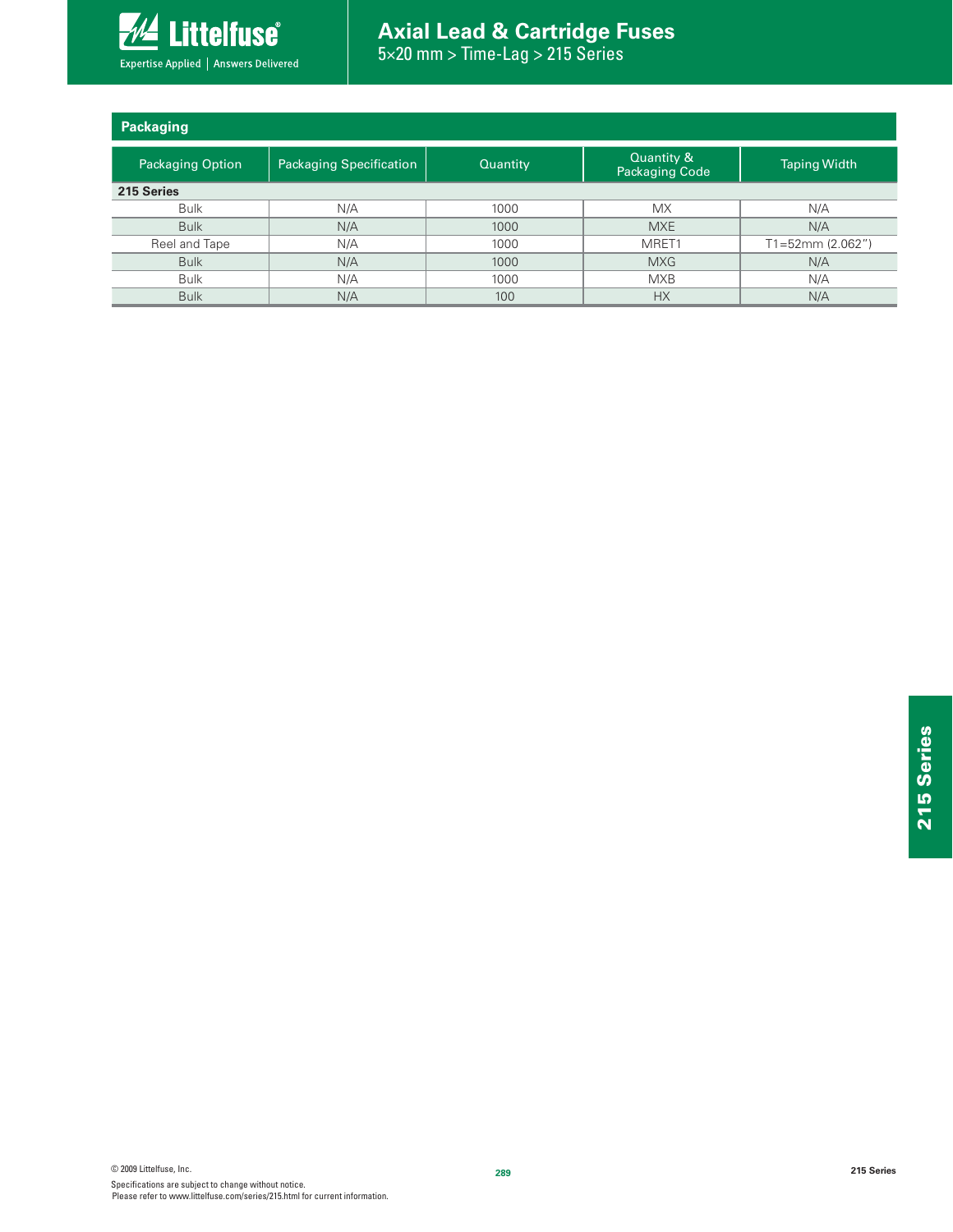## Packaging

| Packaging Option | Packaging Specification | Quantity | Quantity & Packaging Code | Taping Width |
|---|---|---|---|---|
| **215 Series** | | | | |
| Bulk | N/A | 1000 | MX | N/A |
| Bulk | N/A | 1000 | MXE | N/A |
| Reel and Tape | N/A | 1000 | MRET1 | T1=52mm (2.062") |
| Bulk | N/A | 1000 | MXG | N/A |
| Bulk | N/A | 1000 | MXB | N/A |
| Bulk | N/A | 100 | HX | N/A |

© 2009 Littelfuse, Inc.

Specifications are subject to change without notice.
Please refer to www.littelfuse.com/series/215.html for current information.